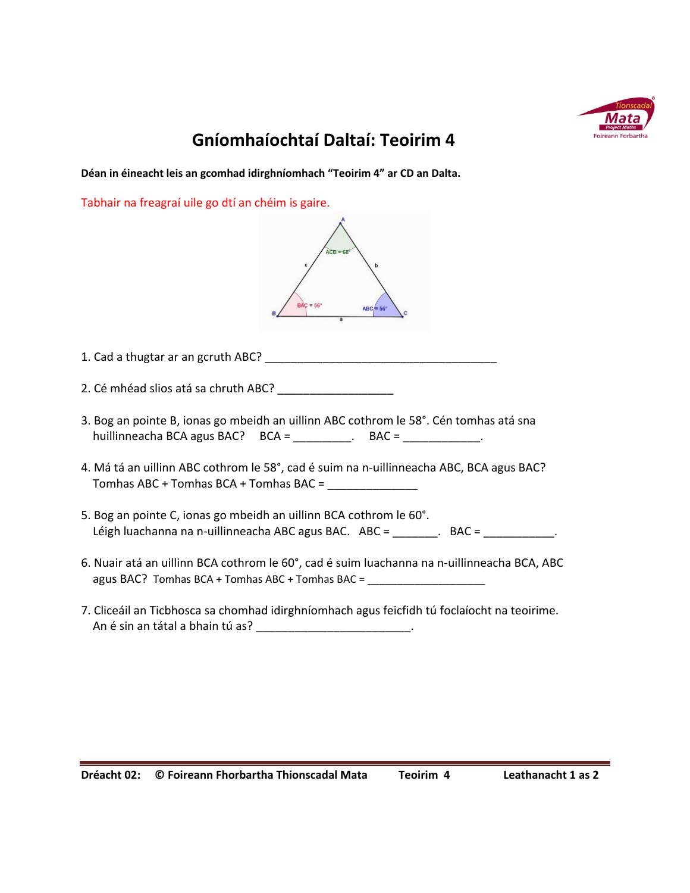# Gníomhaíochtaí Daltaí: Teoirim 4

**Déan in éineacht leis an gcomhad idirghníomhach "Teoirim 4" ar CD an Dalta.**

Tabhair na freagraí uile go dtí an chéim is gaire.

1. Cad a thugtar ar an gcruth ABC? ______________________________________

2. Cé mhéad slios atá sa chruth ABC? __________________

3. Bog an pointe B, ionas go mbeidh an uillinn ABC cothrom le 58°. Cén tomhas atá sna huillinneacha BCA agus BAC? BCA = _________. BAC = ____________.

4. Má tá an uillinn ABC cothrom le 58°, cad é suim na n-uillinneacha ABC, BCA agus BAC?
   Tomhas ABC + Tomhas BCA + Tomhas BAC = ______________

5. Bog an pointe C, ionas go mbeidh an uillinn BCA cothrom le 60°.
   Léigh luachanna na n-uillinneacha ABC agus BAC. ABC = _______. BAC = ___________.

6. Nuair atá an uillinn BCA cothrom le 60°, cad é suim luachanna na n-uillinneacha BCA, ABC agus BAC? Tomhas BCA + Tomhas ABC + Tomhas BAC = ___________________

7. Cliceáil an Ticbhosca sa chomhad idirghníomhach agus feicfidh tú foclaíocht na teoirime.
   An é sin an tátal a bhain tú as? ________________________.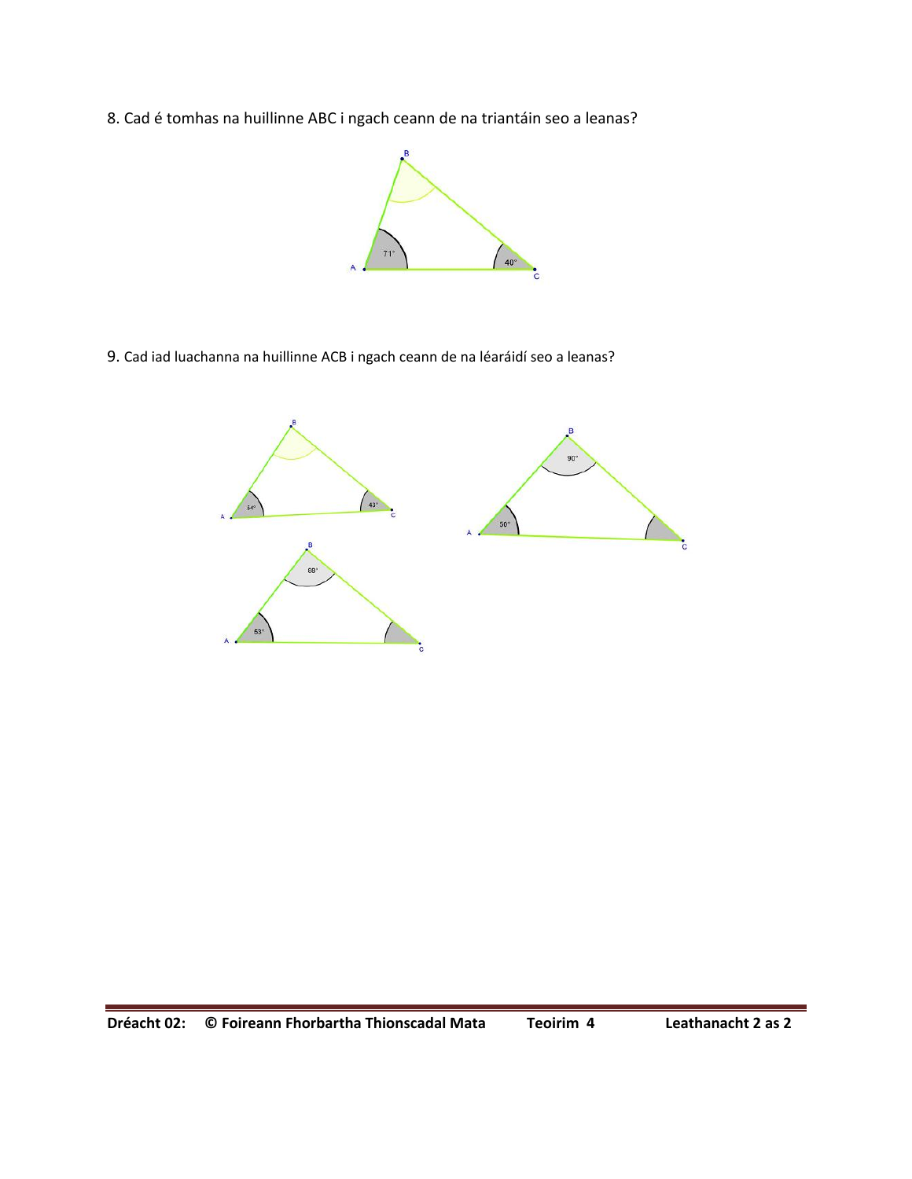8. Cad é tomhas na huillinne ABC i ngach ceann de na triantáin seo a leanas?

B

71°

40°

A

C

9. Cad iad luachanna na huillinne ACB i ngach ceann de na léaráidí seo a leanas?

B

54°

43°

A

C

B

90°

50°

A

C

B

68°

53°

A

C